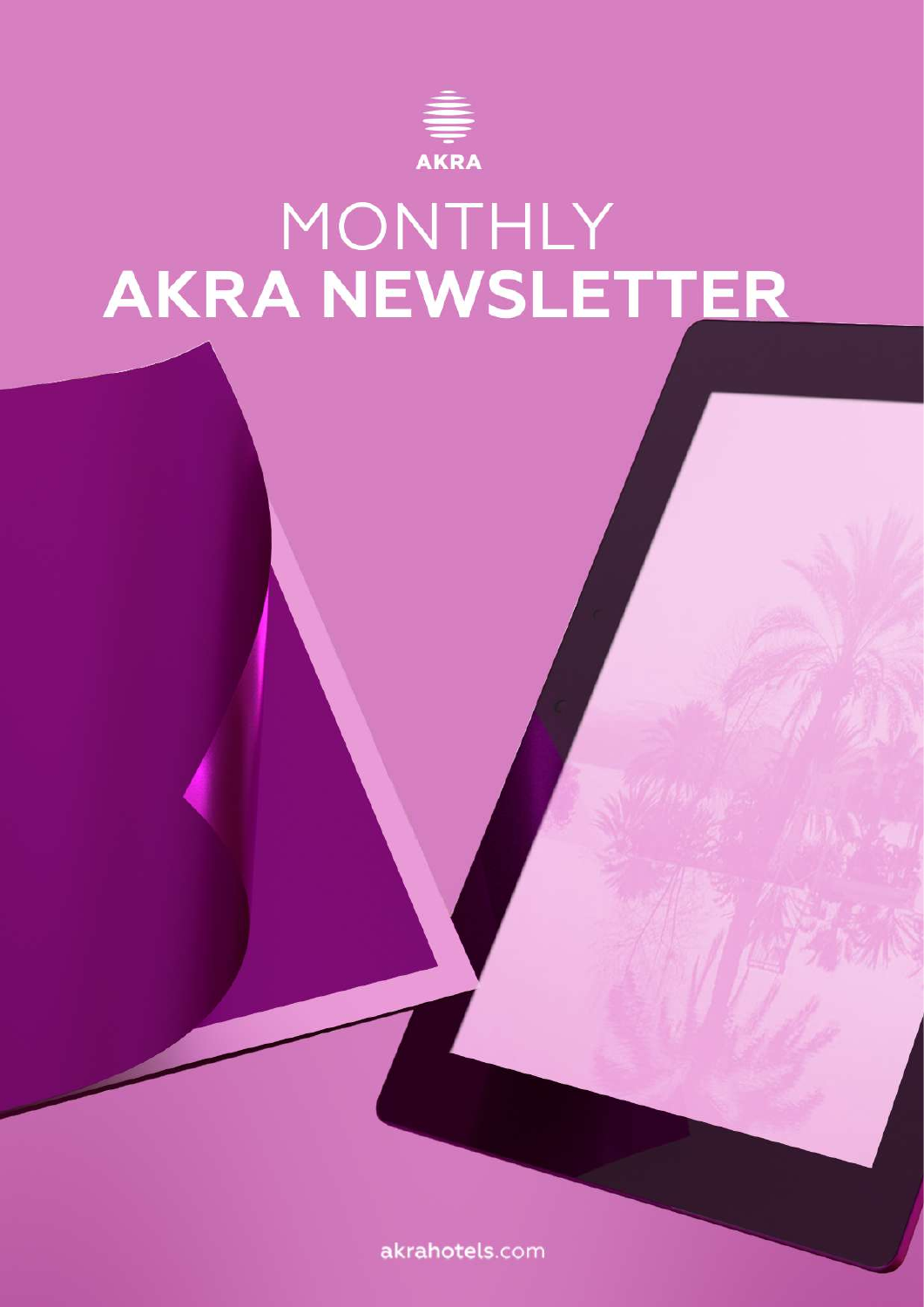AKRA

# MONTHLY
# AKRA NEWSLETTER

akrahotels.com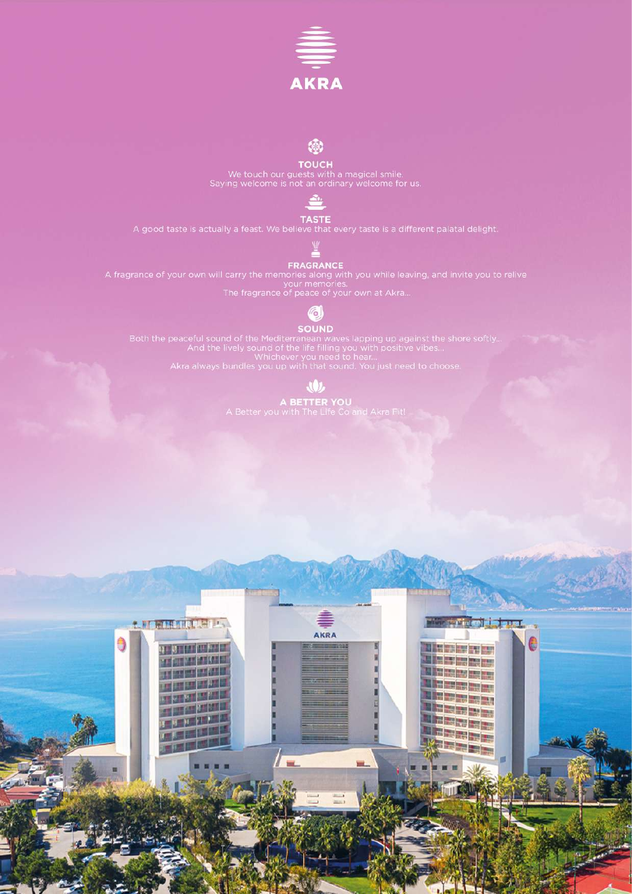# AKRA

## TOUCH

We touch our guests with a magical smile.
Saying welcome is not an ordinary welcome for us.

## TASTE

A good taste is actually a feast. We believe that every taste is a different palatal delight.

## FRAGRANCE

A fragrance of your own will carry the memories along with you while leaving, and invite you to relive your memories.
The fragrance of peace of your own at Akra...

## SOUND

Both the peaceful sound of the Mediterranean waves lapping up against the shore softly...
And the lively sound of the life filling you with positive vibes...
Whichever you need to hear...
Akra always bundles you up with that sound. You just need to choose.

## A BETTER YOU

A Better you with The Life Co and Akra Fit!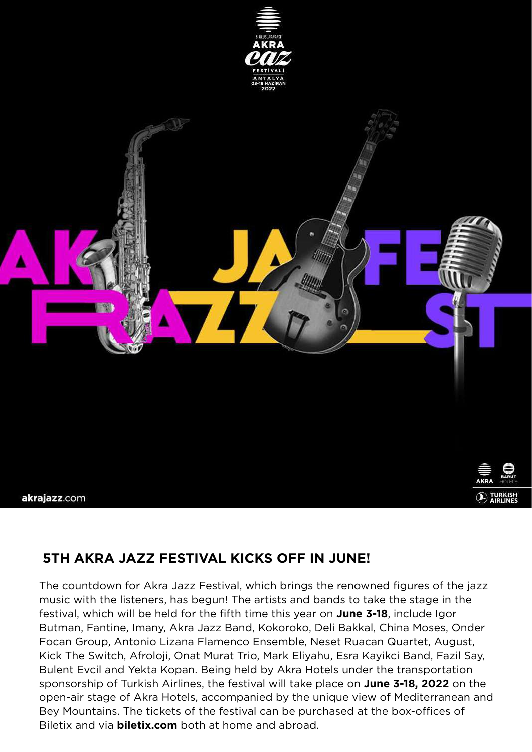5. ULUSLARARASI AKRA CAZ FESTİVALİ ANTALYA 03-18 HAZİRAN 2022

AKRA JAZZ FEST

akrajazz.com

AKRA BARUT HOTELS

TURKISH AIRLINES

## 5TH AKRA JAZZ FESTIVAL KICKS OFF IN JUNE!

The countdown for Akra Jazz Festival, which brings the renowned figures of the jazz music with the listeners, has begun! The artists and bands to take the stage in the festival, which will be held for the fifth time this year on **June 3-18**, include Igor Butman, Fantine, Imany, Akra Jazz Band, Kokoroko, Deli Bakkal, China Moses, Onder Focan Group, Antonio Lizana Flamenco Ensemble, Neset Ruacan Quartet, August, Kick The Switch, Afroloji, Onat Murat Trio, Mark Eliyahu, Esra Kayikci Band, Fazil Say, Bulent Evcil and Yekta Kopan. Being held by Akra Hotels under the transportation sponsorship of Turkish Airlines, the festival will take place on **June 3-18, 2022** on the open-air stage of Akra Hotels, accompanied by the unique view of Mediterranean and Bey Mountains. The tickets of the festival can be purchased at the box-offices of Biletix and via **biletix.com** both at home and abroad.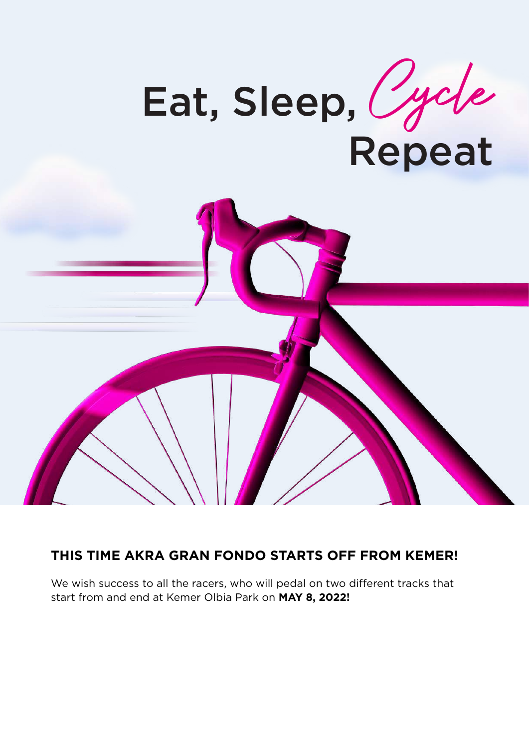# Eat, Sleep, *Cycle* Repeat

**THIS TIME AKRA GRAN FONDO STARTS OFF FROM KEMER!**

We wish success to all the racers, who will pedal on two different tracks that start from and end at Kemer Olbia Park on **MAY 8, 2022!**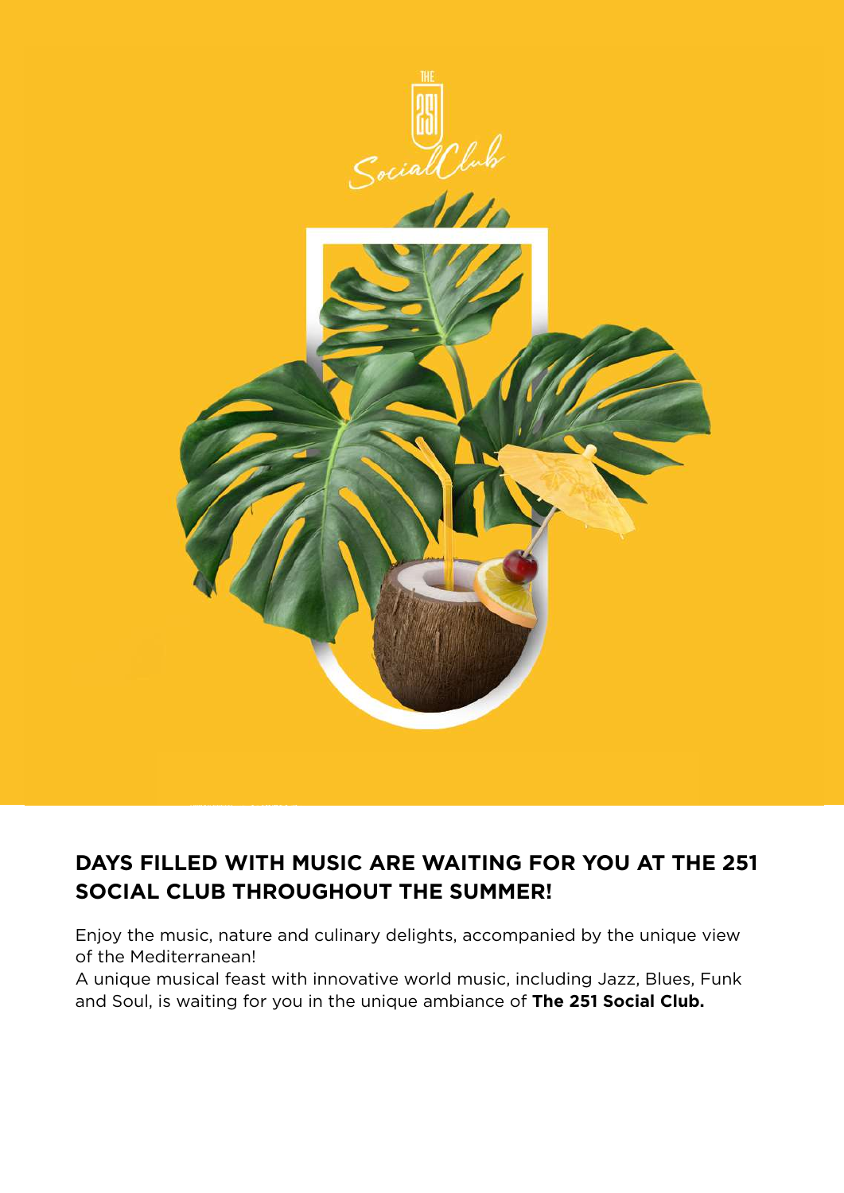## DAYS FILLED WITH MUSIC ARE WAITING FOR YOU AT THE 251 SOCIAL CLUB THROUGHOUT THE SUMMER!

Enjoy the music, nature and culinary delights, accompanied by the unique view of the Mediterranean!
A unique musical feast with innovative world music, including Jazz, Blues, Funk and Soul, is waiting for you in the unique ambiance of **The 251 Social Club.**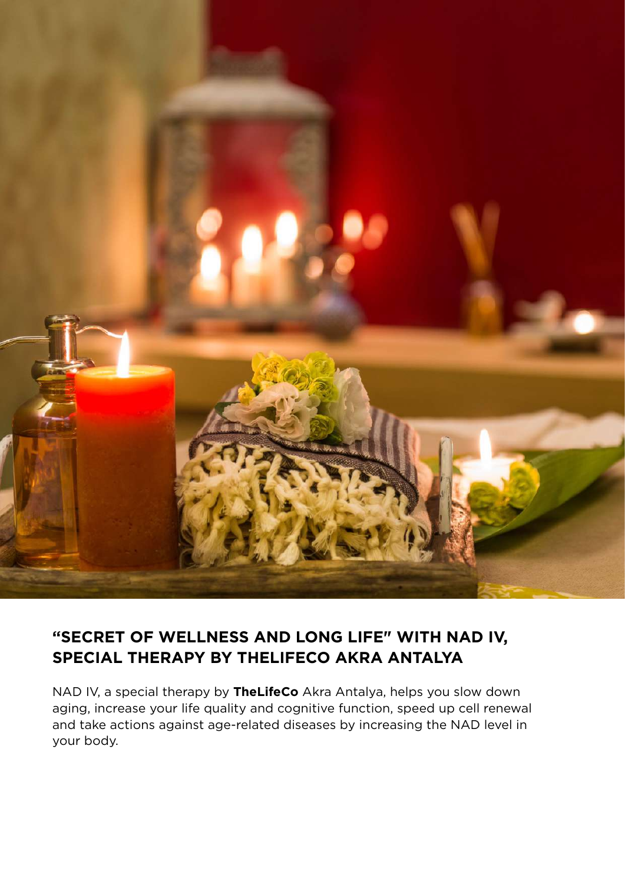## "SECRET OF WELLNESS AND LONG LIFE" WITH NAD IV, SPECIAL THERAPY BY THELIFECO AKRA ANTALYA

NAD IV, a special therapy by **TheLifeCo** Akra Antalya, helps you slow down aging, increase your life quality and cognitive function, speed up cell renewal and take actions against age-related diseases by increasing the NAD level in your body.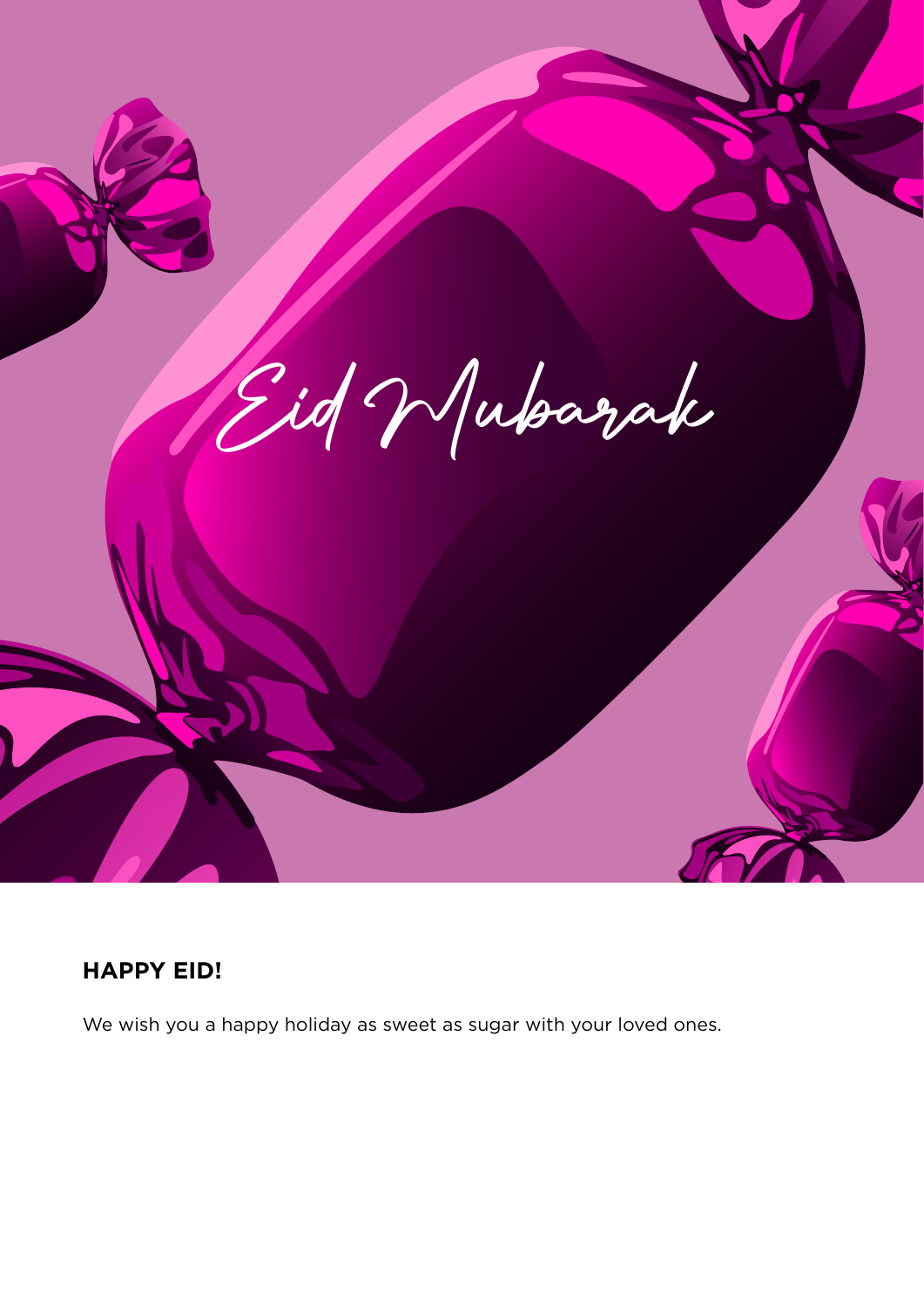Eid Mubarak

## HAPPY EID!

We wish you a happy holiday as sweet as sugar with your loved ones.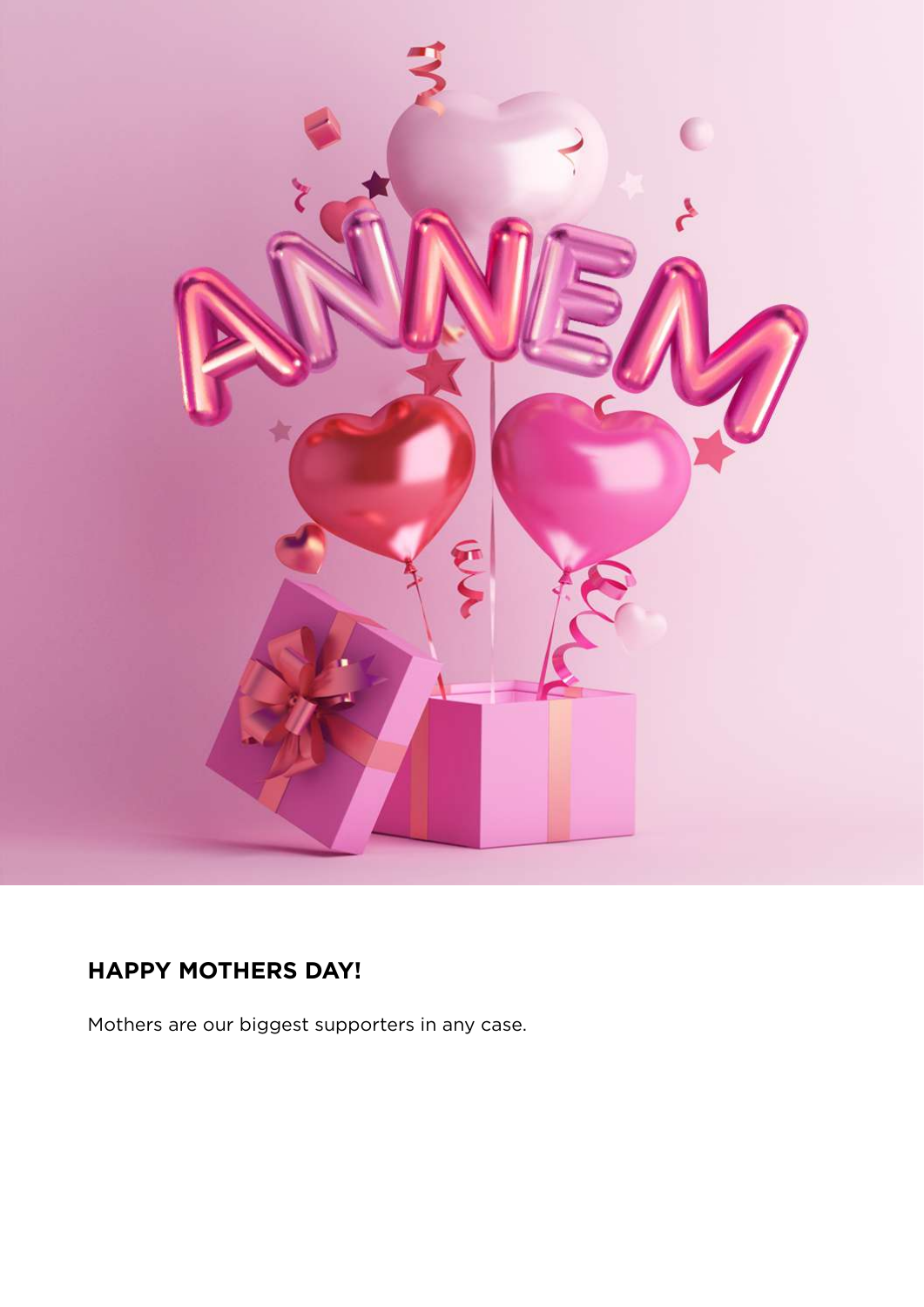**HAPPY MOTHERS DAY!**

Mothers are our biggest supporters in any case.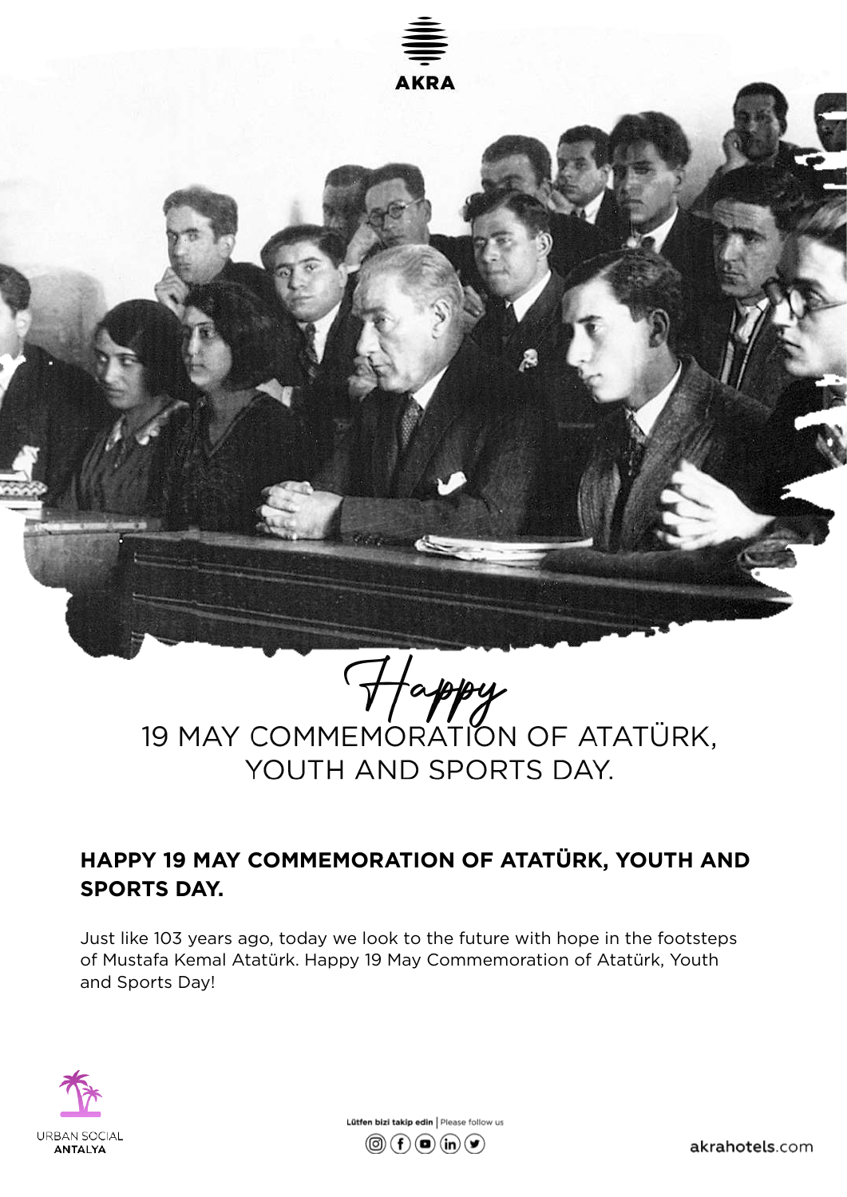AKRA

Happy
19 MAY COMMEMORATION OF ATATÜRK,
YOUTH AND SPORTS DAY.

**HAPPY 19 MAY COMMEMORATION OF ATATÜRK, YOUTH AND SPORTS DAY.**

Just like 103 years ago, today we look to the future with hope in the footsteps of Mustafa Kemal Atatürk. Happy 19 May Commemoration of Atatürk, Youth and Sports Day!

URBAN SOCIAL
ANTALYA

Lütfen bizi takip edin | Please follow us

akrahotels.com